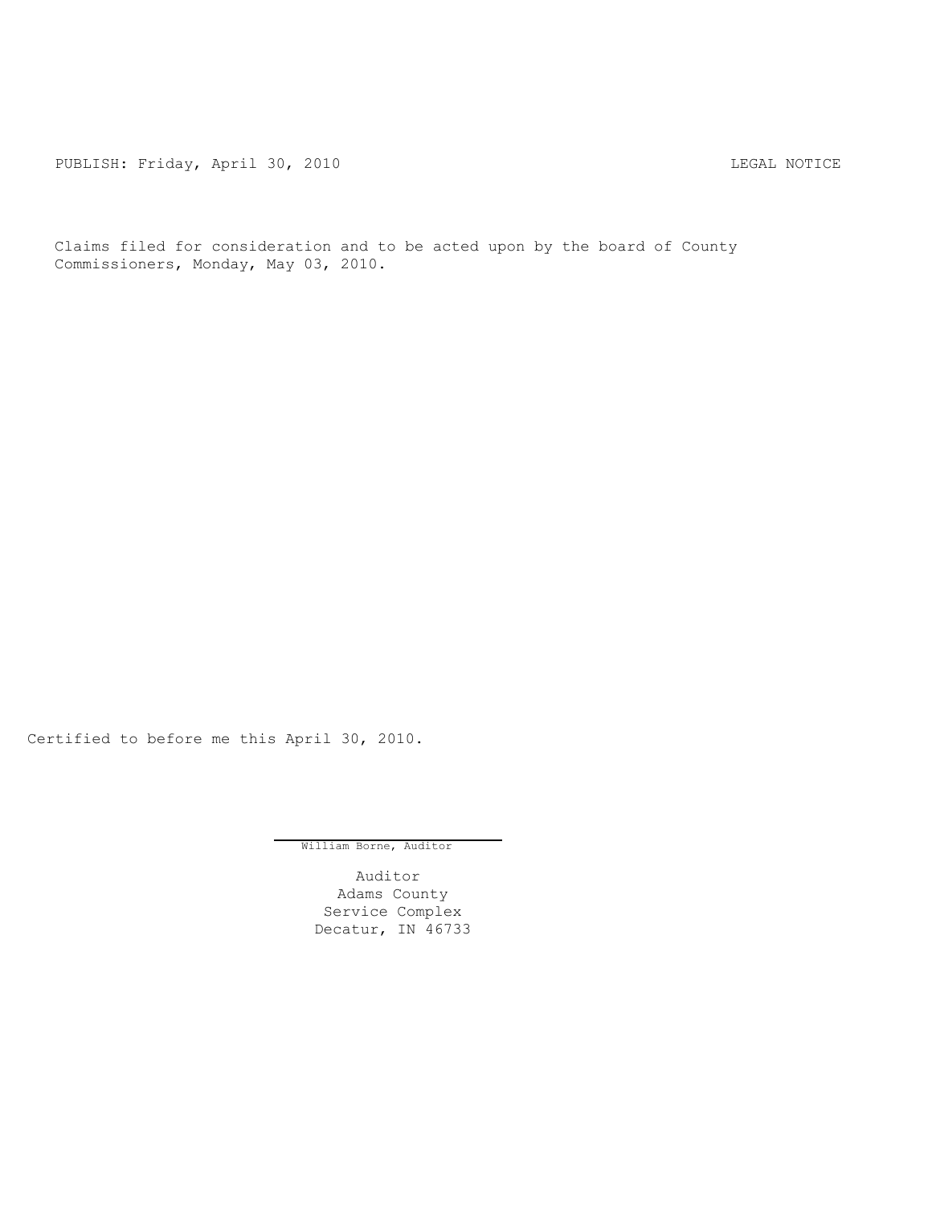PUBLISH: Friday, April 30, 2010 LEGAL NOTICE

Claims filed for consideration and to be acted upon by the board of County Commissioners, Monday, May 03, 2010.

Certified to before me this April 30, 2010.

William Borne, Auditor

Auditor
Adams County
Service Complex
Decatur, IN 46733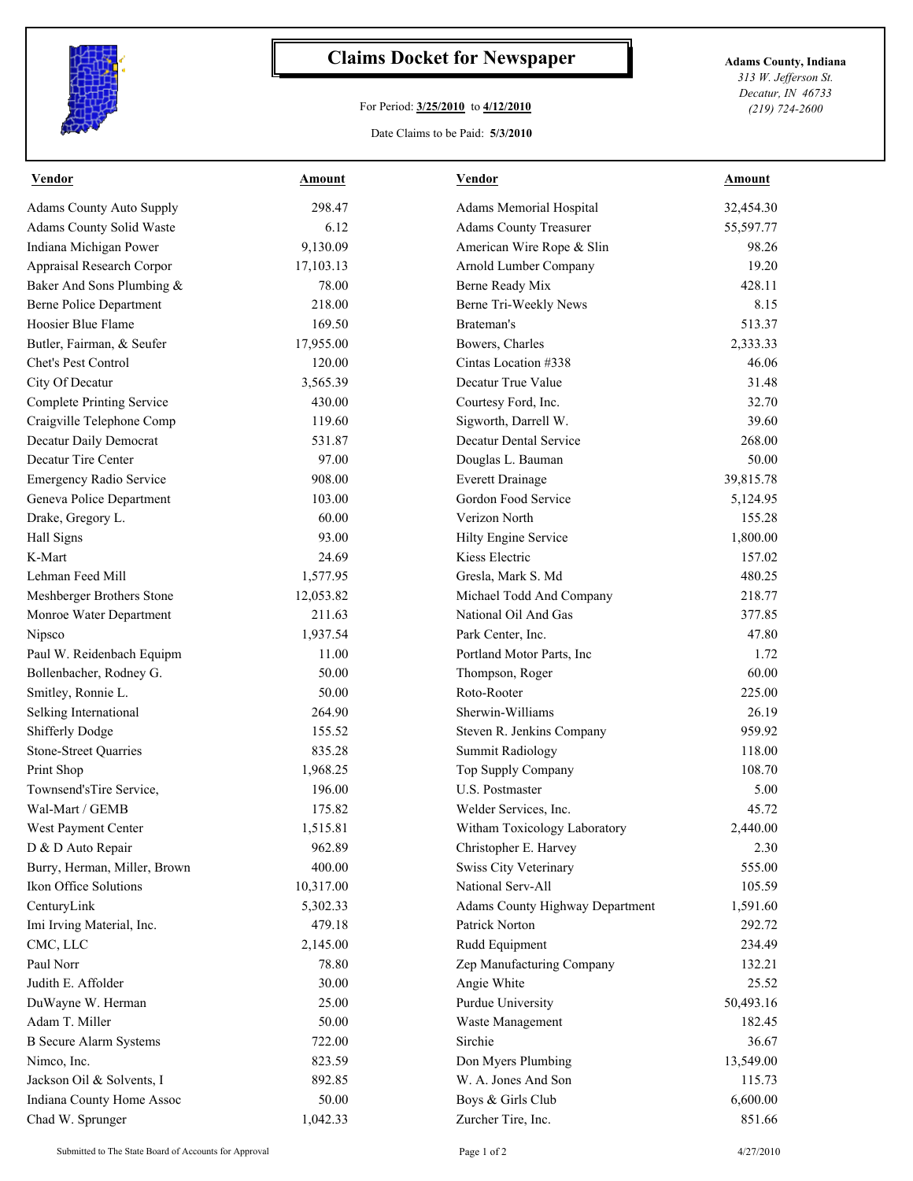# Claims Docket for Newspaper

For Period: **3/25/2010** to **4/12/2010**

Date Claims to be Paid: **5/3/2010**

**Adams County, Indiana**
*313 W. Jefferson St.*
*Decatur, IN 46733*
*(219) 724-2600*

| Vendor | Amount | Vendor | Amount |
|---|---|---|---|
| Adams County Auto Supply | 298.47 | Adams Memorial Hospital | 32,454.30 |
| Adams County Solid Waste | 6.12 | Adams County Treasurer | 55,597.77 |
| Indiana Michigan Power | 9,130.09 | American Wire Rope & Slin | 98.26 |
| Appraisal Research Corpor | 17,103.13 | Arnold Lumber Company | 19.20 |
| Baker And Sons Plumbing & | 78.00 | Berne Ready Mix | 428.11 |
| Berne Police Department | 218.00 | Berne Tri-Weekly News | 8.15 |
| Hoosier Blue Flame | 169.50 | Brateman's | 513.37 |
| Butler, Fairman, & Seufer | 17,955.00 | Bowers, Charles | 2,333.33 |
| Chet's Pest Control | 120.00 | Cintas Location #338 | 46.06 |
| City Of Decatur | 3,565.39 | Decatur True Value | 31.48 |
| Complete Printing Service | 430.00 | Courtesy Ford, Inc. | 32.70 |
| Craigville Telephone Comp | 119.60 | Sigworth, Darrell W. | 39.60 |
| Decatur Daily Democrat | 531.87 | Decatur Dental Service | 268.00 |
| Decatur Tire Center | 97.00 | Douglas L. Bauman | 50.00 |
| Emergency Radio Service | 908.00 | Everett Drainage | 39,815.78 |
| Geneva Police Department | 103.00 | Gordon Food Service | 5,124.95 |
| Drake, Gregory L. | 60.00 | Verizon North | 155.28 |
| Hall Signs | 93.00 | Hilty Engine Service | 1,800.00 |
| K-Mart | 24.69 | Kiess Electric | 157.02 |
| Lehman Feed Mill | 1,577.95 | Gresla, Mark S. Md | 480.25 |
| Meshberger Brothers Stone | 12,053.82 | Michael Todd And Company | 218.77 |
| Monroe Water Department | 211.63 | National Oil And Gas | 377.85 |
| Nipsco | 1,937.54 | Park Center, Inc. | 47.80 |
| Paul W. Reidenbach Equipm | 11.00 | Portland Motor Parts, Inc | 1.72 |
| Bollenbacher, Rodney G. | 50.00 | Thompson, Roger | 60.00 |
| Smitley, Ronnie L. | 50.00 | Roto-Rooter | 225.00 |
| Selking International | 264.90 | Sherwin-Williams | 26.19 |
| Shifferly Dodge | 155.52 | Steven R. Jenkins Company | 959.92 |
| Stone-Street Quarries | 835.28 | Summit Radiology | 118.00 |
| Print Shop | 1,968.25 | Top Supply Company | 108.70 |
| Townsend'sTire Service, | 196.00 | U.S. Postmaster | 5.00 |
| Wal-Mart / GEMB | 175.82 | Welder Services, Inc. | 45.72 |
| West Payment Center | 1,515.81 | Witham Toxicology Laboratory | 2,440.00 |
| D & D Auto Repair | 962.89 | Christopher E. Harvey | 2.30 |
| Burry, Herman, Miller, Brown | 400.00 | Swiss City Veterinary | 555.00 |
| Ikon Office Solutions | 10,317.00 | National Serv-All | 105.59 |
| CenturyLink | 5,302.33 | Adams County Highway Department | 1,591.60 |
| Imi Irving Material, Inc. | 479.18 | Patrick Norton | 292.72 |
| CMC, LLC | 2,145.00 | Rudd Equipment | 234.49 |
| Paul Norr | 78.80 | Zep Manufacturing Company | 132.21 |
| Judith E. Affolder | 30.00 | Angie White | 25.52 |
| DuWayne W. Herman | 25.00 | Purdue University | 50,493.16 |
| Adam T. Miller | 50.00 | Waste Management | 182.45 |
| B Secure Alarm Systems | 722.00 | Sirchie | 36.67 |
| Nimco, Inc. | 823.59 | Don Myers Plumbing | 13,549.00 |
| Jackson Oil & Solvents, I | 892.85 | W. A. Jones And Son | 115.73 |
| Indiana County Home Assoc | 50.00 | Boys & Girls Club | 6,600.00 |
| Chad W. Sprunger | 1,042.33 | Zurcher Tire, Inc. | 851.66 |

Submitted to The State Board of Accounts for Approval

4/27/2010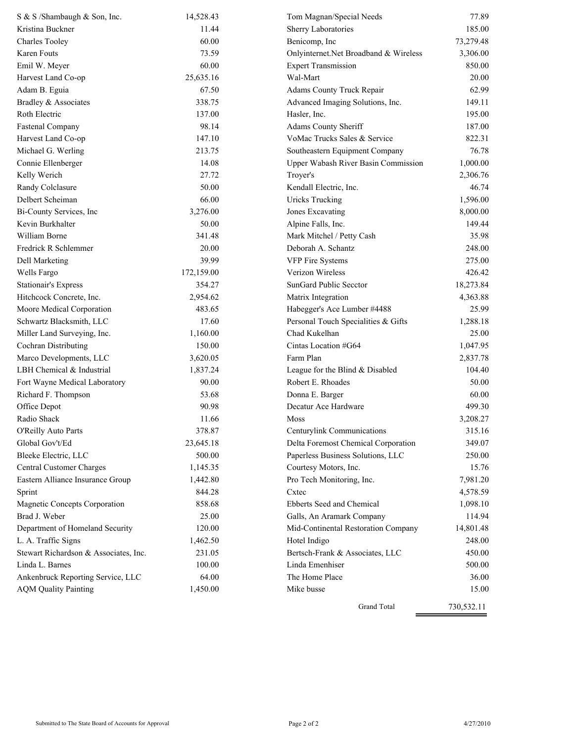| | | | |
|---|---|---|---|
| S & S /Shambaugh & Son, Inc. | 14,528.43 | Tom Magnan/Special Needs | 77.89 |
| Kristina Buckner | 11.44 | Sherry Laboratories | 185.00 |
| Charles Tooley | 60.00 | Benicomp, Inc | 73,279.48 |
| Karen Fouts | 73.59 | Onlyinternet.Net Broadband & Wireless | 3,306.00 |
| Emil W. Meyer | 60.00 | Expert Transmission | 850.00 |
| Harvest Land Co-op | 25,635.16 | Wal-Mart | 20.00 |
| Adam B. Eguia | 67.50 | Adams County Truck Repair | 62.99 |
| Bradley & Associates | 338.75 | Advanced Imaging Solutions, Inc. | 149.11 |
| Roth Electric | 137.00 | Hasler, Inc. | 195.00 |
| Fastenal Company | 98.14 | Adams County Sheriff | 187.00 |
| Harvest Land Co-op | 147.10 | VoMac Trucks Sales & Service | 822.31 |
| Michael G. Werling | 213.75 | Southeastern Equipment Company | 76.78 |
| Connie Ellenberger | 14.08 | Upper Wabash River Basin Commission | 1,000.00 |
| Kelly Werich | 27.72 | Troyer's | 2,306.76 |
| Randy Colclasure | 50.00 | Kendall Electric, Inc. | 46.74 |
| Delbert Scheiman | 66.00 | Uricks Trucking | 1,596.00 |
| Bi-County Services, Inc | 3,276.00 | Jones Excavating | 8,000.00 |
| Kevin Burkhalter | 50.00 | Alpine Falls, Inc. | 149.44 |
| William Borne | 341.48 | Mark Mitchel / Petty Cash | 35.98 |
| Fredrick R Schlemmer | 20.00 | Deborah A. Schantz | 248.00 |
| Dell Marketing | 39.99 | VFP Fire Systems | 275.00 |
| Wells Fargo | 172,159.00 | Verizon Wireless | 426.42 |
| Stationair's Express | 354.27 | SunGard Public Secctor | 18,273.84 |
| Hitchcock Concrete, Inc. | 2,954.62 | Matrix Integration | 4,363.88 |
| Moore Medical Corporation | 483.65 | Habegger's Ace Lumber #4488 | 25.99 |
| Schwartz Blacksmith, LLC | 17.60 | Personal Touch Specialities & Gifts | 1,288.18 |
| Miller Land Surveying, Inc. | 1,160.00 | Chad Kukelhan | 25.00 |
| Cochran Distributing | 150.00 | Cintas Location #G64 | 1,047.95 |
| Marco Developments, LLC | 3,620.05 | Farm Plan | 2,837.78 |
| LBH Chemical & Industrial | 1,837.24 | League for the Blind & Disabled | 104.40 |
| Fort Wayne Medical Laboratory | 90.00 | Robert E. Rhoades | 50.00 |
| Richard F. Thompson | 53.68 | Donna E. Barger | 60.00 |
| Office Depot | 90.98 | Decatur Ace Hardware | 499.30 |
| Radio Shack | 11.66 | Moss | 3,208.27 |
| O'Reilly Auto Parts | 378.87 | Centurylink Communications | 315.16 |
| Global Gov't/Ed | 23,645.18 | Delta Foremost Chemical Corporation | 349.07 |
| Bleeke Electric, LLC | 500.00 | Paperless Business Solutions, LLC | 250.00 |
| Central Customer Charges | 1,145.35 | Courtesy Motors, Inc. | 15.76 |
| Eastern Alliance Insurance Group | 1,442.80 | Pro Tech Monitoring, Inc. | 7,981.20 |
| Sprint | 844.28 | Cxtec | 4,578.59 |
| Magnetic Concepts Corporation | 858.68 | Ebberts Seed and Chemical | 1,098.10 |
| Brad J. Weber | 25.00 | Galls, An Aramark Company | 114.94 |
| Department of Homeland Security | 120.00 | Mid-Continental Restoration Company | 14,801.48 |
| L. A. Traffic Signs | 1,462.50 | Hotel Indigo | 248.00 |
| Stewart Richardson & Associates, Inc. | 231.05 | Bertsch-Frank & Associates, LLC | 450.00 |
| Linda L. Barnes | 100.00 | Linda Emenhiser | 500.00 |
| Ankenbruck Reporting Service, LLC | 64.00 | The Home Place | 36.00 |
| AQM Quality Painting | 1,450.00 | Mike busse | 15.00 |
| | | Grand Total | 730,532.11 |

Submitted to The State Board of Accounts for Approval 4/27/2010